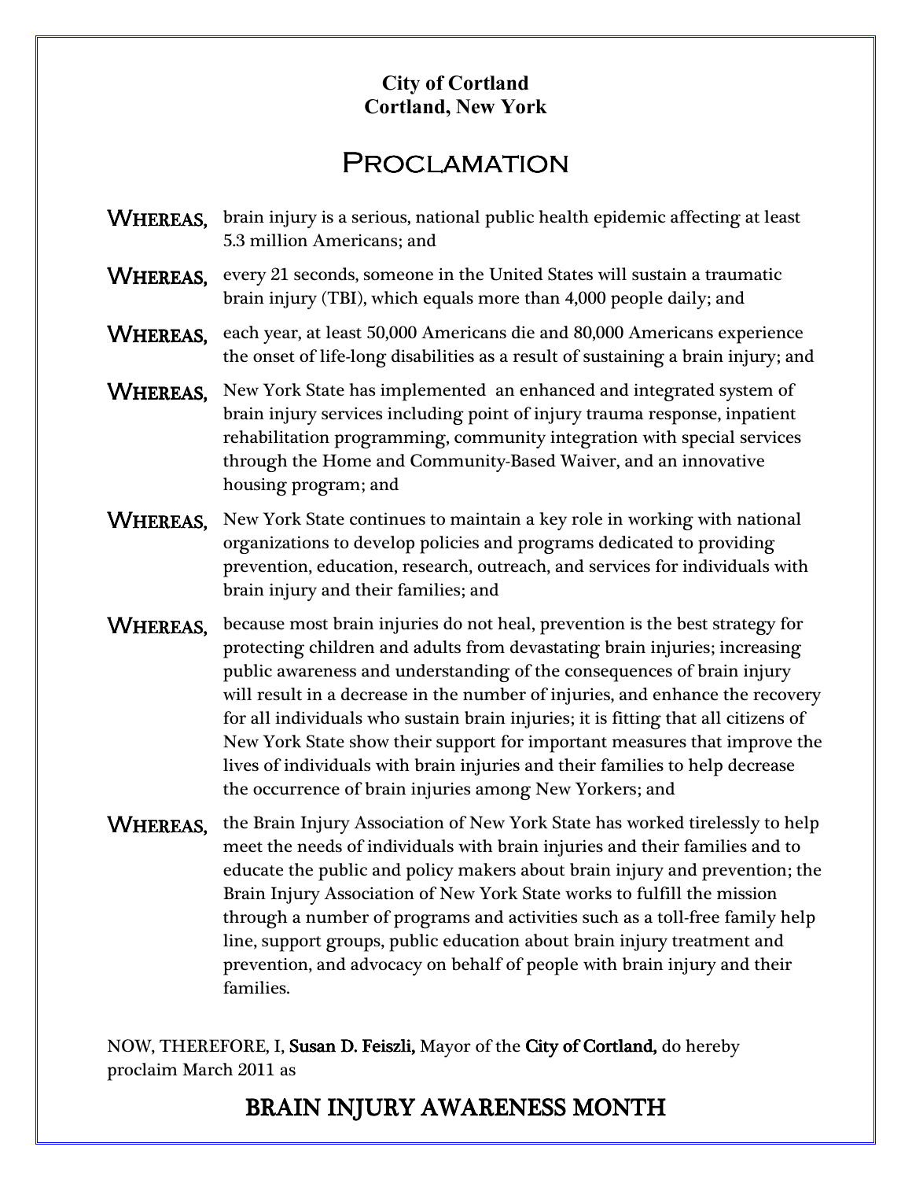**City of Cortland**
**Cortland, New York**

# PROCLAMATION

**WHEREAS,** brain injury is a serious, national public health epidemic affecting at least 5.3 million Americans; and

**WHEREAS,** every 21 seconds, someone in the United States will sustain a traumatic brain injury (TBI), which equals more than 4,000 people daily; and

**WHEREAS,** each year, at least 50,000 Americans die and 80,000 Americans experience the onset of life-long disabilities as a result of sustaining a brain injury; and

**WHEREAS,** New York State has implemented an enhanced and integrated system of brain injury services including point of injury trauma response, inpatient rehabilitation programming, community integration with special services through the Home and Community-Based Waiver, and an innovative housing program; and

**WHEREAS,** New York State continues to maintain a key role in working with national organizations to develop policies and programs dedicated to providing prevention, education, research, outreach, and services for individuals with brain injury and their families; and

**WHEREAS,** because most brain injuries do not heal, prevention is the best strategy for protecting children and adults from devastating brain injuries; increasing public awareness and understanding of the consequences of brain injury will result in a decrease in the number of injuries, and enhance the recovery for all individuals who sustain brain injuries; it is fitting that all citizens of New York State show their support for important measures that improve the lives of individuals with brain injuries and their families to help decrease the occurrence of brain injuries among New Yorkers; and

**WHEREAS,** the Brain Injury Association of New York State has worked tirelessly to help meet the needs of individuals with brain injuries and their families and to educate the public and policy makers about brain injury and prevention; the Brain Injury Association of New York State works to fulfill the mission through a number of programs and activities such as a toll-free family help line, support groups, public education about brain injury treatment and prevention, and advocacy on behalf of people with brain injury and their families.

NOW, THEREFORE, I, **Susan D. Feiszli,** Mayor of the **City of Cortland,** do hereby proclaim March 2011 as

## BRAIN INJURY AWARENESS MONTH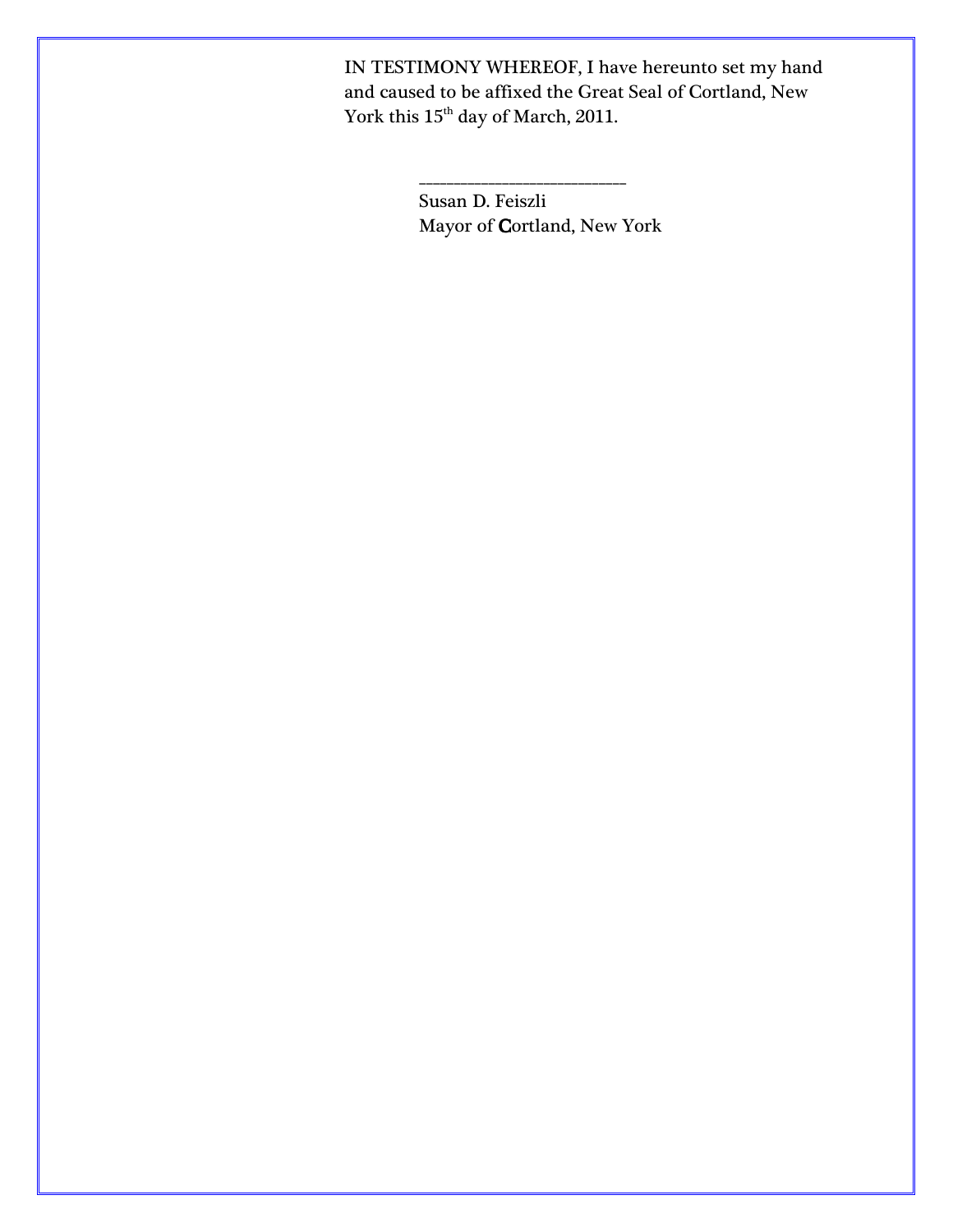IN TESTIMONY WHEREOF, I have hereunto set my hand and caused to be affixed the Great Seal of Cortland, New York this 15th day of March, 2011.

\_\_\_\_\_\_\_\_\_\_\_\_\_\_\_\_\_\_\_\_\_\_\_\_\_\_

Susan D. Feiszli
Mayor of Cortland, New York